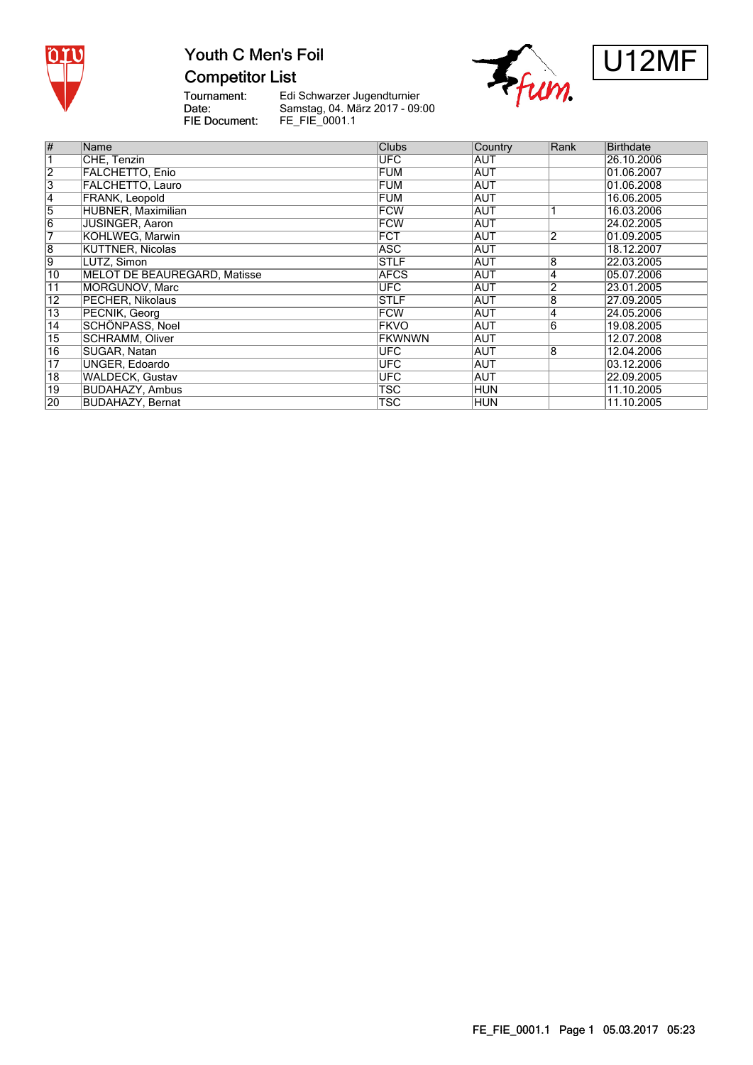# Youth C Men's Foil

## Competitor List

U12MF

Tournament: Edi Schwarzer Jugendturnier
Date: Samstag, 04. März 2017 - 09:00
FIE Document: FE_FIE_0001.1

| # | Name | Clubs | Country | Rank | Birthdate |
|---|---|---|---|---|---|
| 1 | CHE, Tenzin | UFC | AUT | | 26.10.2006 |
| 2 | FALCHETTO, Enio | FUM | AUT | | 01.06.2007 |
| 3 | FALCHETTO, Lauro | FUM | AUT | | 01.06.2008 |
| 4 | FRANK, Leopold | FUM | AUT | | 16.06.2005 |
| 5 | HUBNER, Maximilian | FCW | AUT | 1 | 16.03.2006 |
| 6 | JUSINGER, Aaron | FCW | AUT | | 24.02.2005 |
| 7 | KOHLWEG, Marwin | FCT | AUT | 2 | 01.09.2005 |
| 8 | KUTTNER, Nicolas | ASC | AUT | | 18.12.2007 |
| 9 | LUTZ, Simon | STLF | AUT | 8 | 22.03.2005 |
| 10 | MELOT DE BEAUREGARD, Matisse | AFCS | AUT | 4 | 05.07.2006 |
| 11 | MORGUNOV, Marc | UFC | AUT | 2 | 23.01.2005 |
| 12 | PECHER, Nikolaus | STLF | AUT | 8 | 27.09.2005 |
| 13 | PECNIK, Georg | FCW | AUT | 4 | 24.05.2006 |
| 14 | SCHÖNPASS, Noel | FKVO | AUT | 6 | 19.08.2005 |
| 15 | SCHRAMM, Oliver | FKWNWN | AUT | | 12.07.2008 |
| 16 | SUGAR, Natan | UFC | AUT | 8 | 12.04.2006 |
| 17 | UNGER, Edoardo | UFC | AUT | | 03.12.2006 |
| 18 | WALDECK, Gustav | UFC | AUT | | 22.09.2005 |
| 19 | BUDAHAZY, Ambus | TSC | HUN | | 11.10.2005 |
| 20 | BUDAHAZY, Bernat | TSC | HUN | | 11.10.2005 |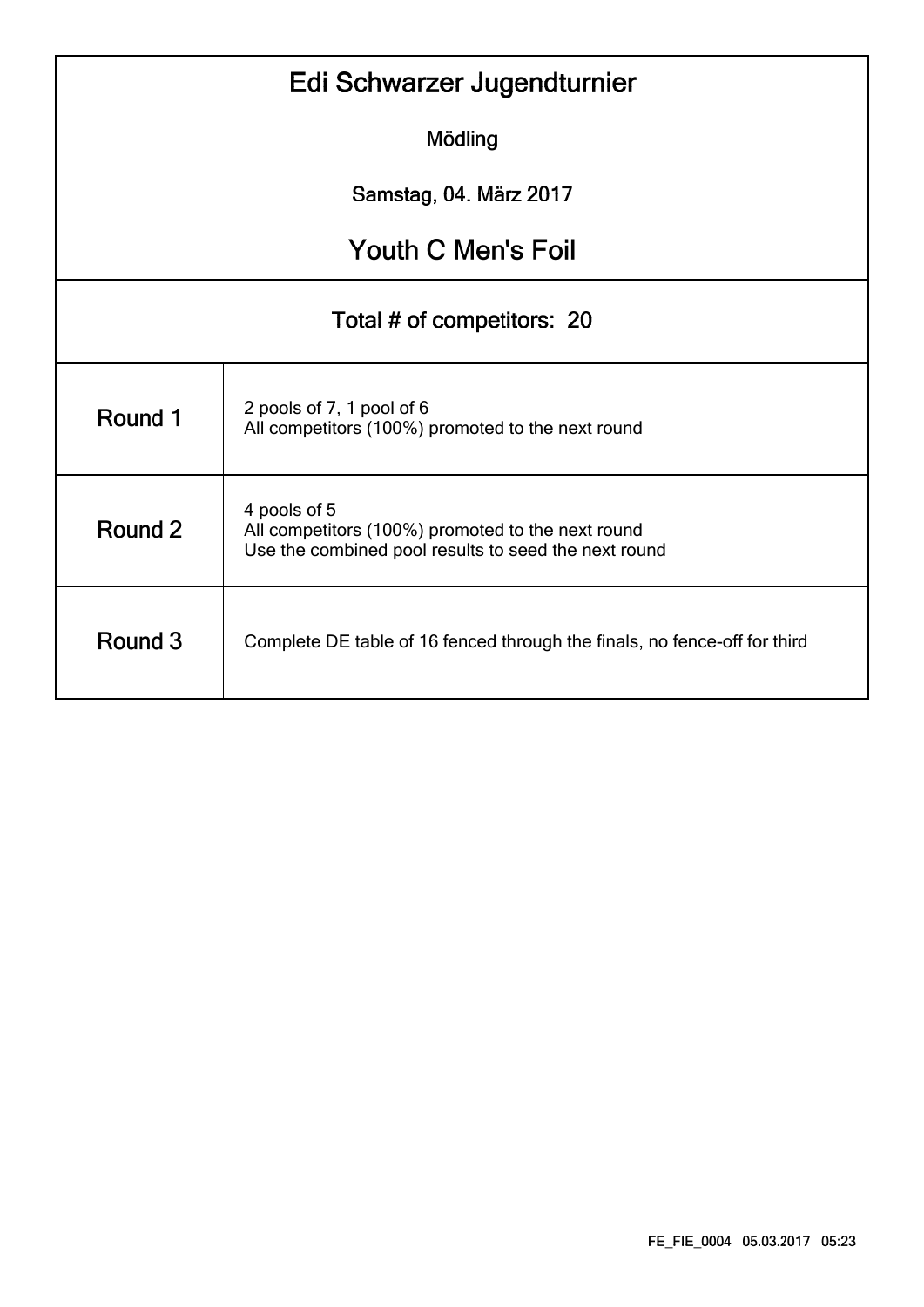# Edi Schwarzer Jugendturnier

Mödling

Samstag, 04. März 2017

## Youth C Men's Foil

Total # of competitors: 20

| Round | Description |
| --- | --- |
| Round 1 | 2 pools of 7, 1 pool of 6<br>All competitors (100%) promoted to the next round |
| Round 2 | 4 pools of 5<br>All competitors (100%) promoted to the next round<br>Use the combined pool results to seed the next round |
| Round 3 | Complete DE table of 16 fenced through the finals, no fence-off for third |

FE_FIE_0004 05.03.2017 05:23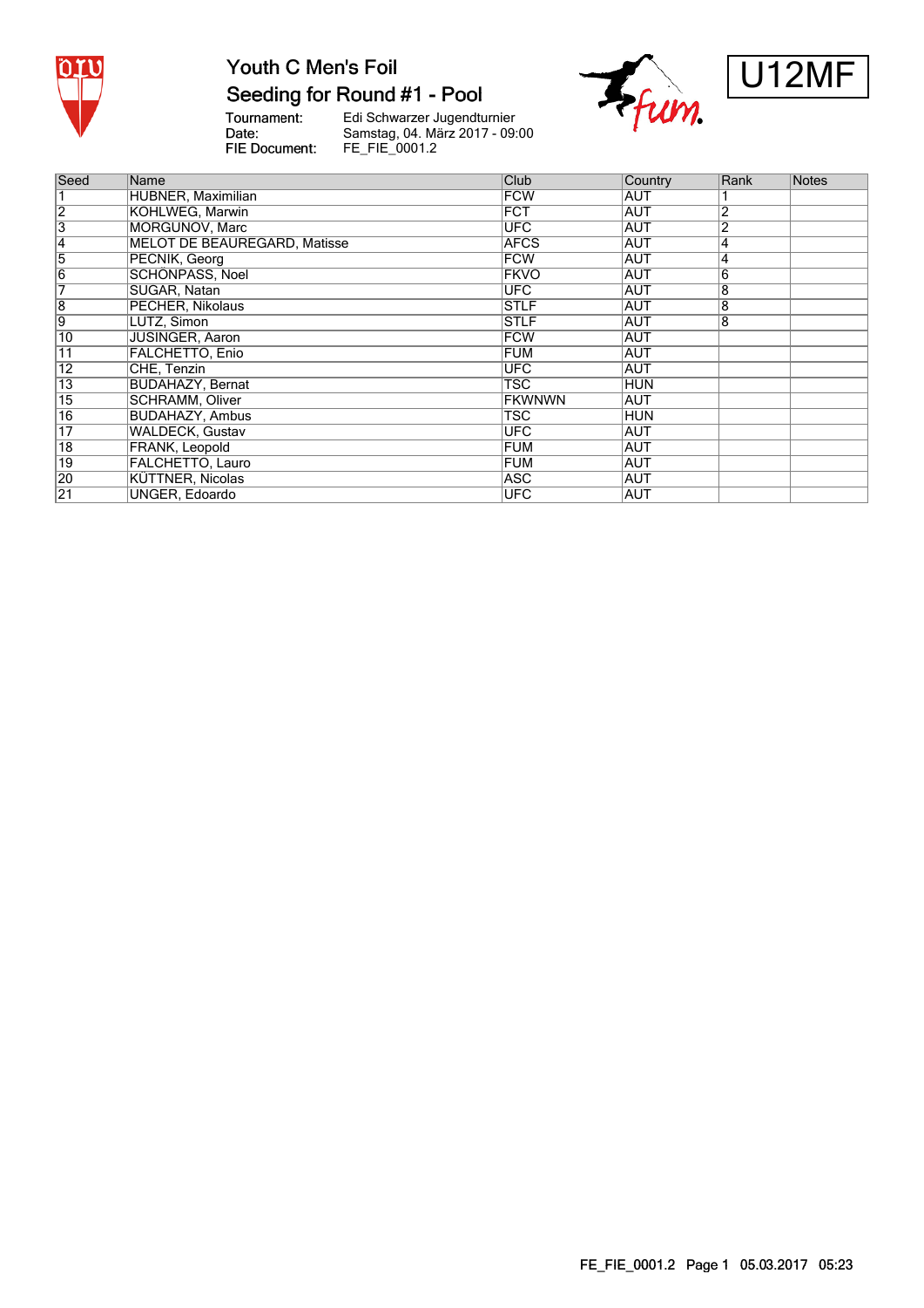# Youth C Men's Foil

## Seeding for Round #1 - Pool

**U12MF**

Tournament: Edi Schwarzer Jugendturnier
Date: Samstag, 04. März 2017 - 09:00
FIE Document: FE_FIE_0001.2

| Seed | Name | Club | Country | Rank | Notes |
|---|---|---|---|---|---|
| 1 | HUBNER, Maximilian | FCW | AUT | 1 | |
| 2 | KOHLWEG, Marwin | FCT | AUT | 2 | |
| 3 | MORGUNOV, Marc | UFC | AUT | 2 | |
| 4 | MELOT DE BEAUREGARD, Matisse | AFCS | AUT | 4 | |
| 5 | PECNIK, Georg | FCW | AUT | 4 | |
| 6 | SCHÖNPASS, Noel | FKVO | AUT | 6 | |
| 7 | SUGAR, Natan | UFC | AUT | 8 | |
| 8 | PECHER, Nikolaus | STLF | AUT | 8 | |
| 9 | LUTZ, Simon | STLF | AUT | 8 | |
| 10 | JUSINGER, Aaron | FCW | AUT | | |
| 11 | FALCHETTO, Enio | FUM | AUT | | |
| 12 | CHE, Tenzin | UFC | AUT | | |
| 13 | BUDAHAZY, Bernat | TSC | HUN | | |
| 15 | SCHRAMM, Oliver | FKWNWN | AUT | | |
| 16 | BUDAHAZY, Ambus | TSC | HUN | | |
| 17 | WALDECK, Gustav | UFC | AUT | | |
| 18 | FRANK, Leopold | FUM | AUT | | |
| 19 | FALCHETTO, Lauro | FUM | AUT | | |
| 20 | KÜTTNER, Nicolas | ASC | AUT | | |
| 21 | UNGER, Edoardo | UFC | AUT | | |

FE_FIE_0001.2 Page 1 05.03.2017 05:23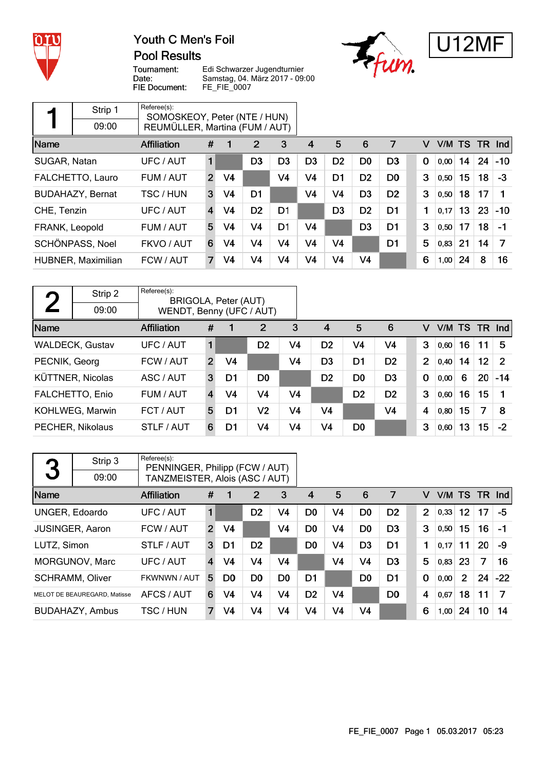# Youth C Men's Foil

## Pool Results

**U12MF**

Tournament: Edi Schwarzer Jugendturnier
Date: Samstag, 04. März 2017 - 09:00
FIE Document: FE_FIE_0007

### 1 — Strip 1 — 09:00

Referee(s):
SOMOSKEOY, Peter (NTE / HUN)
REUMÜLLER, Martina (FUM / AUT)

| Name | Affiliation | # | 1 | 2 | 3 | 4 | 5 | 6 | 7 | V | V/M | TS | TR | Ind |
|---|---|---|---|---|---|---|---|---|---|---|---|---|---|---|
| SUGAR, Natan | UFC / AUT | 1 | | D3 | D3 | D3 | D2 | D0 | D3 | 0 | 0,00 | 14 | 24 | -10 |
| FALCHETTO, Lauro | FUM / AUT | 2 | V4 | | V4 | V4 | D1 | D2 | D0 | 3 | 0,50 | 15 | 18 | -3 |
| BUDAHAZY, Bernat | TSC / HUN | 3 | V4 | D1 | | V4 | V4 | D3 | D2 | 3 | 0,50 | 18 | 17 | 1 |
| CHE, Tenzin | UFC / AUT | 4 | V4 | D2 | D1 | | D3 | D2 | D1 | 1 | 0,17 | 13 | 23 | -10 |
| FRANK, Leopold | FUM / AUT | 5 | V4 | V4 | D1 | V4 | | D3 | D1 | 3 | 0,50 | 17 | 18 | -1 |
| SCHÖNPASS, Noel | FKVO / AUT | 6 | V4 | V4 | V4 | V4 | V4 | | D1 | 5 | 0,83 | 21 | 14 | 7 |
| HUBNER, Maximilian | FCW / AUT | 7 | V4 | V4 | V4 | V4 | V4 | V4 | | 6 | 1,00 | 24 | 8 | 16 |

### 2 — Strip 2 — 09:00

Referee(s):
BRIGOLA, Peter (AUT)
WENDT, Benny (UFC / AUT)

| Name | Affiliation | # | 1 | 2 | 3 | 4 | 5 | 6 | V | V/M | TS | TR | Ind |
|---|---|---|---|---|---|---|---|---|---|---|---|---|---|
| WALDECK, Gustav | UFC / AUT | 1 | | D2 | V4 | D2 | V4 | V4 | 3 | 0,60 | 16 | 11 | 5 |
| PECNIK, Georg | FCW / AUT | 2 | V4 | | V4 | D3 | D1 | D2 | 2 | 0,40 | 14 | 12 | 2 |
| KÜTTNER, Nicolas | ASC / AUT | 3 | D1 | D0 | | D2 | D0 | D3 | 0 | 0,00 | 6 | 20 | -14 |
| FALCHETTO, Enio | FUM / AUT | 4 | V4 | V4 | V4 | | D2 | D2 | 3 | 0,60 | 16 | 15 | 1 |
| KOHLWEG, Marwin | FCT / AUT | 5 | D1 | V2 | V4 | V4 | | V4 | 4 | 0,80 | 15 | 7 | 8 |
| PECHER, Nikolaus | STLF / AUT | 6 | D1 | V4 | V4 | V4 | D0 | | 3 | 0,60 | 13 | 15 | -2 |

### 3 — Strip 3 — 09:00

Referee(s):
PENNINGER, Philipp (FCW / AUT)
TANZMEISTER, Alois (ASC / AUT)

| Name | Affiliation | # | 1 | 2 | 3 | 4 | 5 | 6 | 7 | V | V/M | TS | TR | Ind |
|---|---|---|---|---|---|---|---|---|---|---|---|---|---|---|
| UNGER, Edoardo | UFC / AUT | 1 | | D2 | V4 | D0 | V4 | D0 | D2 | 2 | 0,33 | 12 | 17 | -5 |
| JUSINGER, Aaron | FCW / AUT | 2 | V4 | | V4 | D0 | V4 | D0 | D3 | 3 | 0,50 | 15 | 16 | -1 |
| LUTZ, Simon | STLF / AUT | 3 | D1 | D2 | | D0 | V4 | D3 | D1 | 1 | 0,17 | 11 | 20 | -9 |
| MORGUNOV, Marc | UFC / AUT | 4 | V4 | V4 | V4 | | V4 | V4 | D3 | 5 | 0,83 | 23 | 7 | 16 |
| SCHRAMM, Oliver | FKWNWN / AUT | 5 | D0 | D0 | D0 | D1 | | D0 | D1 | 0 | 0,00 | 2 | 24 | -22 |
| MELOT DE BEAUREGARD, Matisse | AFCS / AUT | 6 | V4 | V4 | V4 | D2 | V4 | | D0 | 4 | 0,67 | 18 | 11 | 7 |
| BUDAHAZY, Ambus | TSC / HUN | 7 | V4 | V4 | V4 | V4 | V4 | V4 | | 6 | 1,00 | 24 | 10 | 14 |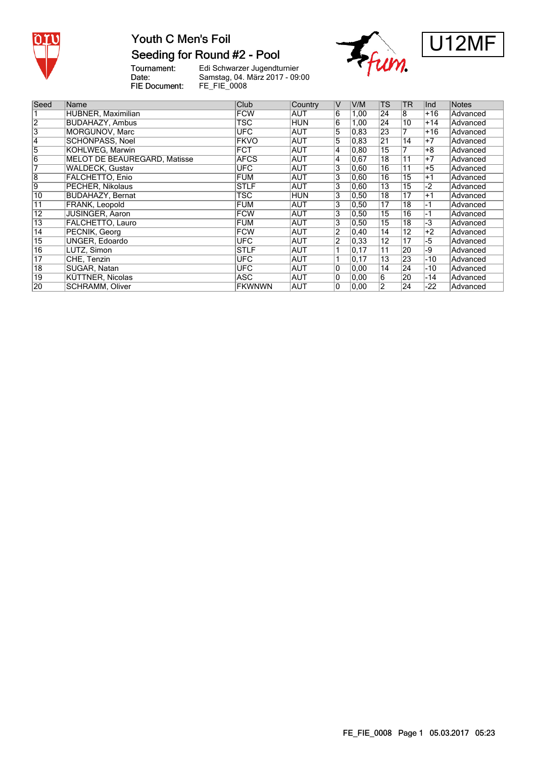# Youth C Men's Foil

## Seeding for Round #2 - Pool

U12MF

Tournament: Edi Schwarzer Jugendturnier
Date: Samstag, 04. März 2017 - 09:00
FIE Document: FE_FIE_0008

| Seed | Name | Club | Country | V | V/M | TS | TR | Ind | Notes |
|---|---|---|---|---|---|---|---|---|---|
| 1 | HUBNER, Maximilian | FCW | AUT | 6 | 1,00 | 24 | 8 | +16 | Advanced |
| 2 | BUDAHAZY, Ambus | TSC | HUN | 6 | 1,00 | 24 | 10 | +14 | Advanced |
| 3 | MORGUNOV, Marc | UFC | AUT | 5 | 0,83 | 23 | 7 | +16 | Advanced |
| 4 | SCHÖNPASS, Noel | FKVO | AUT | 5 | 0,83 | 21 | 14 | +7 | Advanced |
| 5 | KOHLWEG, Marwin | FCT | AUT | 4 | 0,80 | 15 | 7 | +8 | Advanced |
| 6 | MELOT DE BEAUREGARD, Matisse | AFCS | AUT | 4 | 0,67 | 18 | 11 | +7 | Advanced |
| 7 | WALDECK, Gustav | UFC | AUT | 3 | 0,60 | 16 | 11 | +5 | Advanced |
| 8 | FALCHETTO, Enio | FUM | AUT | 3 | 0,60 | 16 | 15 | +1 | Advanced |
| 9 | PECHER, Nikolaus | STLF | AUT | 3 | 0,60 | 13 | 15 | -2 | Advanced |
| 10 | BUDAHAZY, Bernat | TSC | HUN | 3 | 0,50 | 18 | 17 | +1 | Advanced |
| 11 | FRANK, Leopold | FUM | AUT | 3 | 0,50 | 17 | 18 | -1 | Advanced |
| 12 | JUSINGER, Aaron | FCW | AUT | 3 | 0,50 | 15 | 16 | -1 | Advanced |
| 13 | FALCHETTO, Lauro | FUM | AUT | 3 | 0,50 | 15 | 18 | -3 | Advanced |
| 14 | PECNIK, Georg | FCW | AUT | 2 | 0,40 | 14 | 12 | +2 | Advanced |
| 15 | UNGER, Edoardo | UFC | AUT | 2 | 0,33 | 12 | 17 | -5 | Advanced |
| 16 | LUTZ, Simon | STLF | AUT | 1 | 0,17 | 11 | 20 | -9 | Advanced |
| 17 | CHE, Tenzin | UFC | AUT | 1 | 0,17 | 13 | 23 | -10 | Advanced |
| 18 | SUGAR, Natan | UFC | AUT | 0 | 0,00 | 14 | 24 | -10 | Advanced |
| 19 | KÜTTNER, Nicolas | ASC | AUT | 0 | 0,00 | 6 | 20 | -14 | Advanced |
| 20 | SCHRAMM, Oliver | FKWNWN | AUT | 0 | 0,00 | 2 | 24 | -22 | Advanced |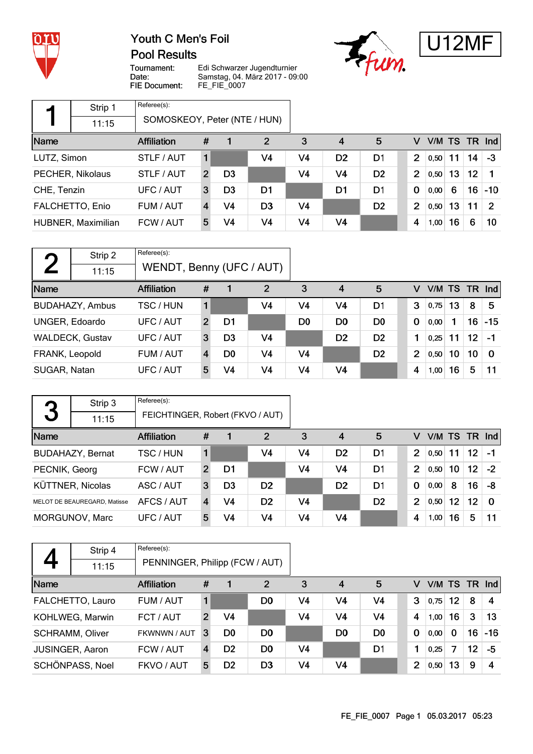# Youth C Men's Foil

## Pool Results

**U12MF**

| | |
|---|---|
| Tournament: | Edi Schwarzer Jugendturnier |
| Date: | Samstag, 04. März 2017 - 09:00 |
| FIE Document: | FE_FIE_0007 |

### Pool 1 — Strip 1 — 11:15

Referee(s): SOMOSKEOY, Peter (NTE / HUN)

| Name | Affiliation | # | 1 | 2 | 3 | 4 | 5 | V | V/M | TS | TR | Ind |
|---|---|---|---|---|---|---|---|---|---|---|---|---|
| LUTZ, Simon | STLF / AUT | 1 | | V4 | V4 | D2 | D1 | 2 | 0,50 | 11 | 14 | -3 |
| PECHER, Nikolaus | STLF / AUT | 2 | D3 | | V4 | V4 | D2 | 2 | 0,50 | 13 | 12 | 1 |
| CHE, Tenzin | UFC / AUT | 3 | D3 | D1 | | D1 | D1 | 0 | 0,00 | 6 | 16 | -10 |
| FALCHETTO, Enio | FUM / AUT | 4 | V4 | D3 | V4 | | D2 | 2 | 0,50 | 13 | 11 | 2 |
| HUBNER, Maximilian | FCW / AUT | 5 | V4 | V4 | V4 | V4 | | 4 | 1,00 | 16 | 6 | 10 |

### Pool 2 — Strip 2 — 11:15

Referee(s): WENDT, Benny (UFC / AUT)

| Name | Affiliation | # | 1 | 2 | 3 | 4 | 5 | V | V/M | TS | TR | Ind |
|---|---|---|---|---|---|---|---|---|---|---|---|---|
| BUDAHAZY, Ambus | TSC / HUN | 1 | | V4 | V4 | V4 | D1 | 3 | 0,75 | 13 | 8 | 5 |
| UNGER, Edoardo | UFC / AUT | 2 | D1 | | D0 | D0 | D0 | 0 | 0,00 | 1 | 16 | -15 |
| WALDECK, Gustav | UFC / AUT | 3 | D3 | V4 | | D2 | D2 | 1 | 0,25 | 11 | 12 | -1 |
| FRANK, Leopold | FUM / AUT | 4 | D0 | V4 | V4 | | D2 | 2 | 0,50 | 10 | 10 | 0 |
| SUGAR, Natan | UFC / AUT | 5 | V4 | V4 | V4 | V4 | | 4 | 1,00 | 16 | 5 | 11 |

### Pool 3 — Strip 3 — 11:15

Referee(s): FEICHTINGER, Robert (FKVO / AUT)

| Name | Affiliation | # | 1 | 2 | 3 | 4 | 5 | V | V/M | TS | TR | Ind |
|---|---|---|---|---|---|---|---|---|---|---|---|---|
| BUDAHAZY, Bernat | TSC / HUN | 1 | | V4 | V4 | D2 | D1 | 2 | 0,50 | 11 | 12 | -1 |
| PECNIK, Georg | FCW / AUT | 2 | D1 | | V4 | V4 | D1 | 2 | 0,50 | 10 | 12 | -2 |
| KÜTTNER, Nicolas | ASC / AUT | 3 | D3 | D2 | | D2 | D1 | 0 | 0,00 | 8 | 16 | -8 |
| MELOT DE BEAUREGARD, Matisse | AFCS / AUT | 4 | V4 | D2 | V4 | | D2 | 2 | 0,50 | 12 | 12 | 0 |
| MORGUNOV, Marc | UFC / AUT | 5 | V4 | V4 | V4 | V4 | | 4 | 1,00 | 16 | 5 | 11 |

### Pool 4 — Strip 4 — 11:15

Referee(s): PENNINGER, Philipp (FCW / AUT)

| Name | Affiliation | # | 1 | 2 | 3 | 4 | 5 | V | V/M | TS | TR | Ind |
|---|---|---|---|---|---|---|---|---|---|---|---|---|
| FALCHETTO, Lauro | FUM / AUT | 1 | | D0 | V4 | V4 | V4 | 3 | 0,75 | 12 | 8 | 4 |
| KOHLWEG, Marwin | FCT / AUT | 2 | V4 | | V4 | V4 | V4 | 4 | 1,00 | 16 | 3 | 13 |
| SCHRAMM, Oliver | FKWNWN / AUT | 3 | D0 | D0 | | D0 | D0 | 0 | 0,00 | 0 | 16 | -16 |
| JUSINGER, Aaron | FCW / AUT | 4 | D2 | D0 | V4 | | D1 | 1 | 0,25 | 7 | 12 | -5 |
| SCHÖNPASS, Noel | FKVO / AUT | 5 | D2 | D3 | V4 | V4 | | 2 | 0,50 | 13 | 9 | 4 |

FE_FIE_0007 Page 1 05.03.2017 05:23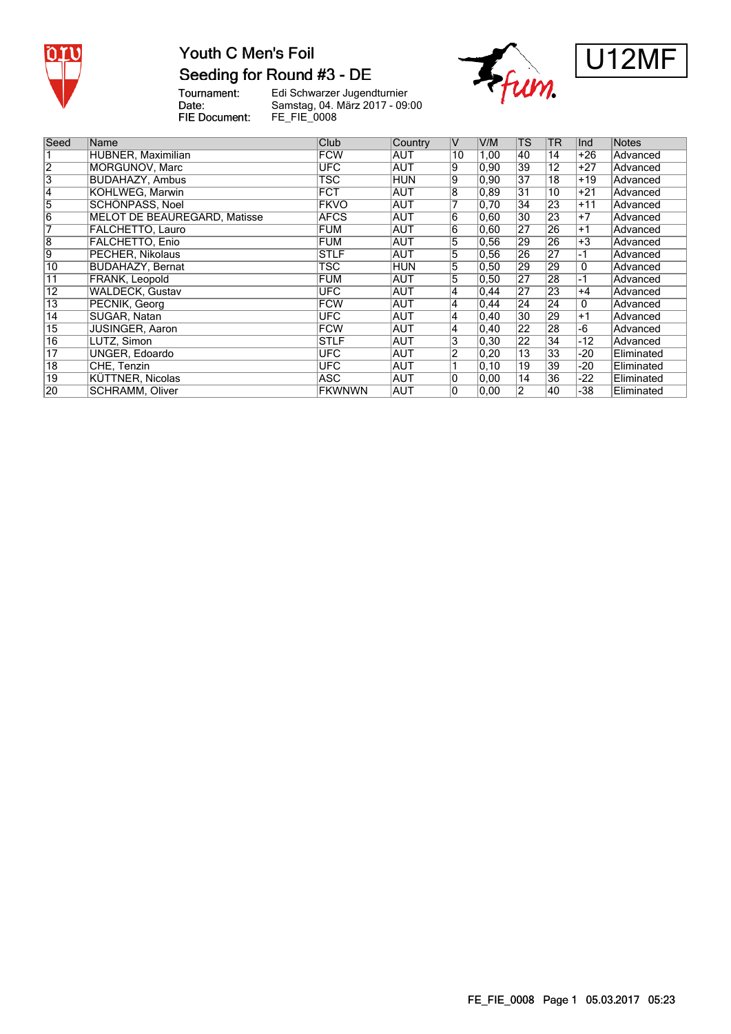# Youth C Men's Foil

## Seeding for Round #3 - DE

U12MF

Tournament: Edi Schwarzer Jugendturnier
Date: Samstag, 04. März 2017 - 09:00
FIE Document: FE_FIE_0008

| Seed | Name | Club | Country | V | V/M | TS | TR | Ind | Notes |
|---|---|---|---|---|---|---|---|---|---|
| 1 | HUBNER, Maximilian | FCW | AUT | 10 | 1,00 | 40 | 14 | +26 | Advanced |
| 2 | MORGUNOV, Marc | UFC | AUT | 9 | 0,90 | 39 | 12 | +27 | Advanced |
| 3 | BUDAHAZY, Ambus | TSC | HUN | 9 | 0,90 | 37 | 18 | +19 | Advanced |
| 4 | KOHLWEG, Marwin | FCT | AUT | 8 | 0,89 | 31 | 10 | +21 | Advanced |
| 5 | SCHÖNPASS, Noel | FKVO | AUT | 7 | 0,70 | 34 | 23 | +11 | Advanced |
| 6 | MELOT DE BEAUREGARD, Matisse | AFCS | AUT | 6 | 0,60 | 30 | 23 | +7 | Advanced |
| 7 | FALCHETTO, Lauro | FUM | AUT | 6 | 0,60 | 27 | 26 | +1 | Advanced |
| 8 | FALCHETTO, Enio | FUM | AUT | 5 | 0,56 | 29 | 26 | +3 | Advanced |
| 9 | PECHER, Nikolaus | STLF | AUT | 5 | 0,56 | 26 | 27 | -1 | Advanced |
| 10 | BUDAHAZY, Bernat | TSC | HUN | 5 | 0,50 | 29 | 29 | 0 | Advanced |
| 11 | FRANK, Leopold | FUM | AUT | 5 | 0,50 | 27 | 28 | -1 | Advanced |
| 12 | WALDECK, Gustav | UFC | AUT | 4 | 0,44 | 27 | 23 | +4 | Advanced |
| 13 | PECNIK, Georg | FCW | AUT | 4 | 0,44 | 24 | 24 | 0 | Advanced |
| 14 | SUGAR, Natan | UFC | AUT | 4 | 0,40 | 30 | 29 | +1 | Advanced |
| 15 | JUSINGER, Aaron | FCW | AUT | 4 | 0,40 | 22 | 28 | -6 | Advanced |
| 16 | LUTZ, Simon | STLF | AUT | 3 | 0,30 | 22 | 34 | -12 | Advanced |
| 17 | UNGER, Edoardo | UFC | AUT | 2 | 0,20 | 13 | 33 | -20 | Eliminated |
| 18 | CHE, Tenzin | UFC | AUT | 1 | 0,10 | 19 | 39 | -20 | Eliminated |
| 19 | KÜTTNER, Nicolas | ASC | AUT | 0 | 0,00 | 14 | 36 | -22 | Eliminated |
| 20 | SCHRAMM, Oliver | FKWNWN | AUT | 0 | 0,00 | 2 | 40 | -38 | Eliminated |

FE_FIE_0008 Page 1 05.03.2017 05:23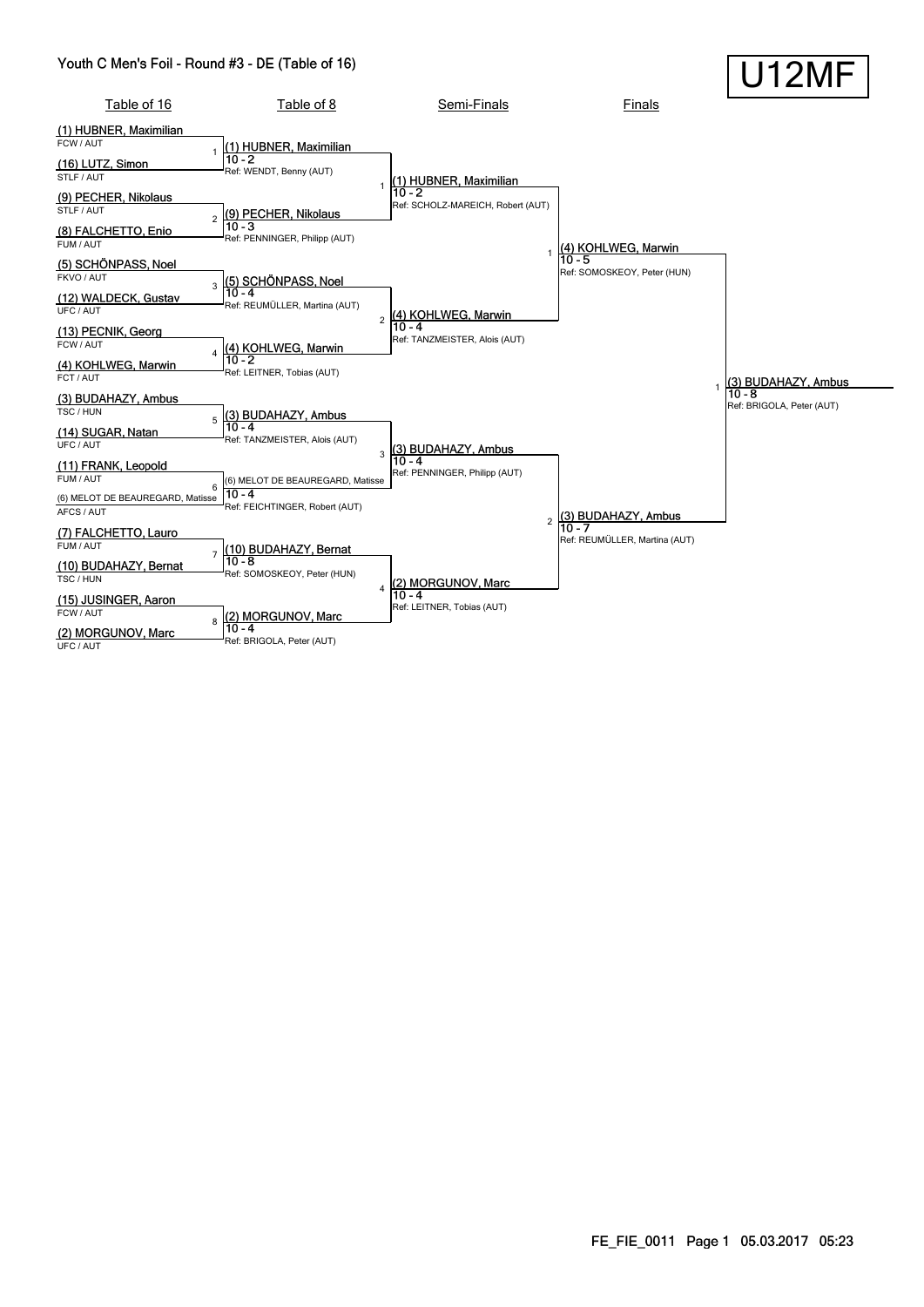# Youth C Men's Foil - Round #3 - DE (Table of 16)

**U12MF**

## Table of 16

| # | Fencer A | Fencer B |
|---|---|---|
| 1 | (1) HUBNER, Maximilian — FCW / AUT | (16) LUTZ, Simon — STLF / AUT |
| 2 | (9) PECHER, Nikolaus — STLF / AUT | (8) FALCHETTO, Enio — FUM / AUT |
| 3 | (5) SCHÖNPASS, Noel — FKVO / AUT | (12) WALDECK, Gustav — UFC / AUT |
| 4 | (13) PECNIK, Georg — FCW / AUT | (4) KOHLWEG, Marwin — FCT / AUT |
| 5 | (3) BUDAHAZY, Ambus — TSC / HUN | (14) SUGAR, Natan — UFC / AUT |
| 6 | (11) FRANK, Leopold — FUM / AUT | (6) MELOT DE BEAUREGARD, Matisse — AFCS / AUT |
| 7 | (7) FALCHETTO, Lauro — FUM / AUT | (10) BUDAHAZY, Bernat — TSC / HUN |
| 8 | (15) JUSINGER, Aaron — FCW / AUT | (2) MORGUNOV, Marc — UFC / AUT |

## Table of 8

| # | Winner | Score | Referee |
|---|---|---|---|
| 1 | (1) HUBNER, Maximilian | 10 - 2 | Ref: WENDT, Benny (AUT) |
| 2 | (9) PECHER, Nikolaus | 10 - 3 | Ref: PENNINGER, Philipp (AUT) |
| 3 | (5) SCHÖNPASS, Noel | 10 - 4 | Ref: REUMÜLLER, Martina (AUT) |
| 4 | (4) KOHLWEG, Marwin | 10 - 2 | Ref: LEITNER, Tobias (AUT) |
| 5 | (3) BUDAHAZY, Ambus | 10 - 4 | Ref: TANZMEISTER, Alois (AUT) |
| 6 | (6) MELOT DE BEAUREGARD, Matisse | 10 - 4 | Ref: FEICHTINGER, Robert (AUT) |
| 7 | (10) BUDAHAZY, Bernat | 10 - 8 | Ref: SOMOSKEOY, Peter (HUN) |
| 8 | (2) MORGUNOV, Marc | 10 - 4 | Ref: BRIGOLA, Peter (AUT) |

## Semi-Finals

| # | Winner | Score | Referee |
|---|---|---|---|
| 1 | (1) HUBNER, Maximilian | 10 - 2 | Ref: SCHOLZ-MAREICH, Robert (AUT) |
| 2 | (4) KOHLWEG, Marwin | 10 - 4 | Ref: TANZMEISTER, Alois (AUT) |
| 3 | (3) BUDAHAZY, Ambus | 10 - 4 | Ref: PENNINGER, Philipp (AUT) |
| 4 | (2) MORGUNOV, Marc | 10 - 4 | Ref: LEITNER, Tobias (AUT) |

## Finals

| # | Winner | Score | Referee |
|---|---|---|---|
| 1 | (4) KOHLWEG, Marwin | 10 - 5 | Ref: SOMOSKEOY, Peter (HUN) |
| 2 | (3) BUDAHAZY, Ambus | 10 - 7 | Ref: REUMÜLLER, Martina (AUT) |

## Winner

| # | Winner | Score | Referee |
|---|---|---|---|
| 1 | (3) BUDAHAZY, Ambus | 10 - 8 | Ref: BRIGOLA, Peter (AUT) |

FE_FIE_0011 Page 1 05.03.2017 05:23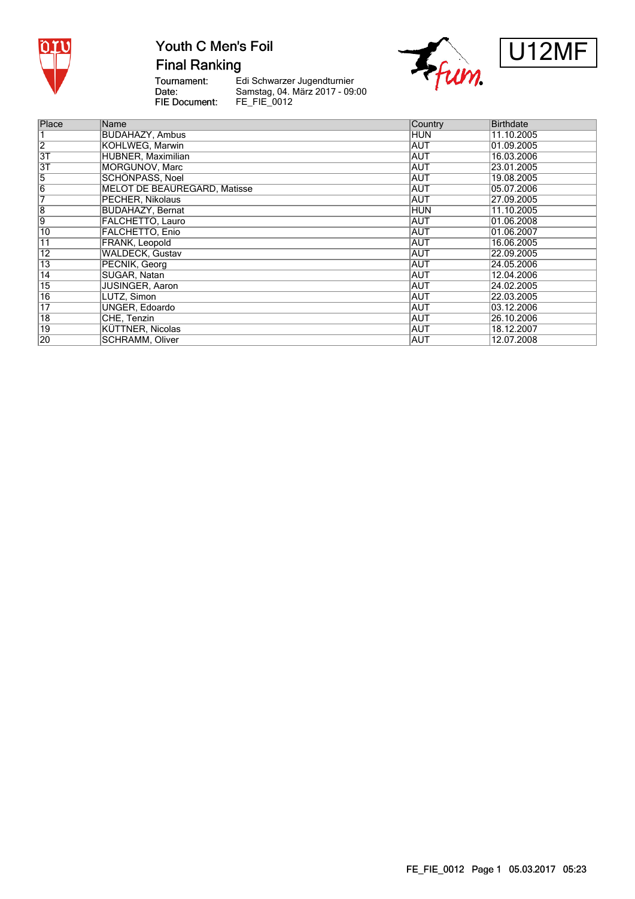# Youth C Men's Foil

## Final Ranking

U12MF

Tournament: Edi Schwarzer Jugendturnier
Date: Samstag, 04. März 2017 - 09:00
FIE Document: FE_FIE_0012

| Place | Name | Country | Birthdate |
|---|---|---|---|
| 1 | BUDAHAZY, Ambus | HUN | 11.10.2005 |
| 2 | KOHLWEG, Marwin | AUT | 01.09.2005 |
| 3T | HÜBNER, Maximilian | AUT | 16.03.2006 |
| 3T | MORGUNOV, Marc | AUT | 23.01.2005 |
| 5 | SCHÖNPASS, Noel | AUT | 19.08.2005 |
| 6 | MELOT DE BEAUREGARD, Matisse | AUT | 05.07.2006 |
| 7 | PECHER, Nikolaus | AUT | 27.09.2005 |
| 8 | BUDAHAZY, Bernat | HUN | 11.10.2005 |
| 9 | FALCHETTO, Lauro | AUT | 01.06.2008 |
| 10 | FALCHETTO, Enio | AUT | 01.06.2007 |
| 11 | FRANK, Leopold | AUT | 16.06.2005 |
| 12 | WALDECK, Gustav | AUT | 22.09.2005 |
| 13 | PECNIK, Georg | AUT | 24.05.2006 |
| 14 | SUGAR, Natan | AUT | 12.04.2006 |
| 15 | JUSINGER, Aaron | AUT | 24.02.2005 |
| 16 | LUTZ, Simon | AUT | 22.03.2005 |
| 17 | UNGER, Edoardo | AUT | 03.12.2006 |
| 18 | CHE, Tenzin | AUT | 26.10.2006 |
| 19 | KÜTTNER, Nicolas | AUT | 18.12.2007 |
| 20 | SCHRAMM, Oliver | AUT | 12.07.2008 |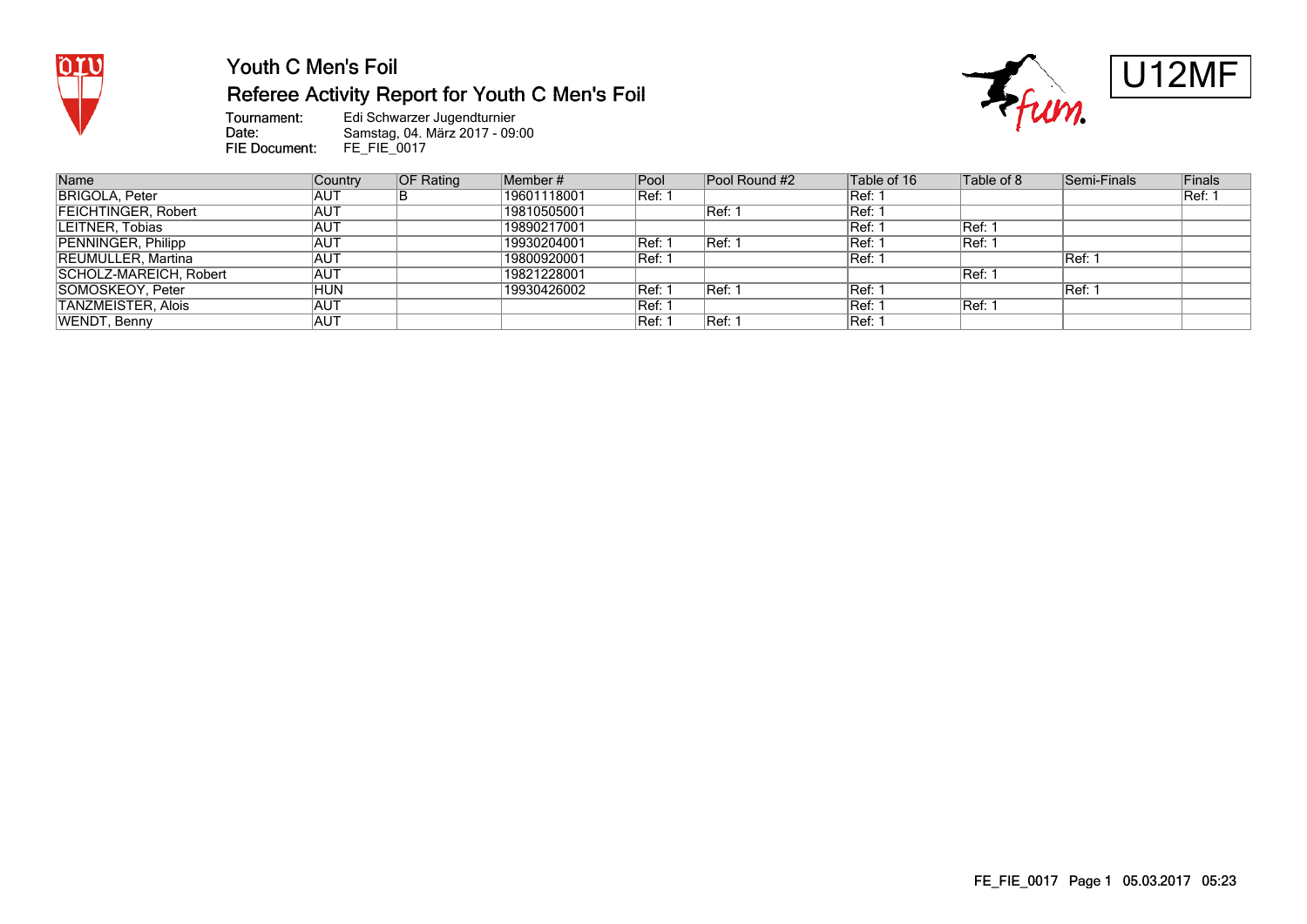# Youth C Men's Foil

## Referee Activity Report for Youth C Men's Foil

**Tournament:** Edi Schwarzer Jugendturnier
**Date:** Samstag, 04. März 2017 - 09:00
**FIE Document:** FE_FIE_0017

U12MF

| Name | Country | OF Rating | Member # | Pool | Pool Round #2 | Table of 16 | Table of 8 | Semi-Finals | Finals |
|---|---|---|---|---|---|---|---|---|---|
| BRIGOLA, Peter | AUT | B | 19601118001 | Ref: 1 | | Ref: 1 | | | Ref: 1 |
| FEICHTINGER, Robert | AUT | | 19810505001 | | Ref: 1 | Ref: 1 | | | |
| LEITNER, Tobias | AUT | | 19890217001 | | | Ref: 1 | Ref: 1 | | |
| PENNINGER, Philipp | AUT | | 19930204001 | Ref: 1 | Ref: 1 | Ref: 1 | Ref: 1 | | |
| REUMULLER, Martina | AUT | | 19800920001 | Ref: 1 | | Ref: 1 | | Ref: 1 | |
| SCHOLZ-MAREICH, Robert | AUT | | 19821228001 | | | | Ref: 1 | | |
| SOMOSKEOY, Peter | HUN | | 19930426002 | Ref: 1 | Ref: 1 | Ref: 1 | | Ref: 1 | |
| TANZMEISTER, Alois | AUT | | | Ref: 1 | | Ref: 1 | Ref: 1 | | |
| WENDT, Benny | AUT | | | Ref: 1 | Ref: 1 | Ref: 1 | | | |

FE_FIE_0017 Page 1 05.03.2017 05:23